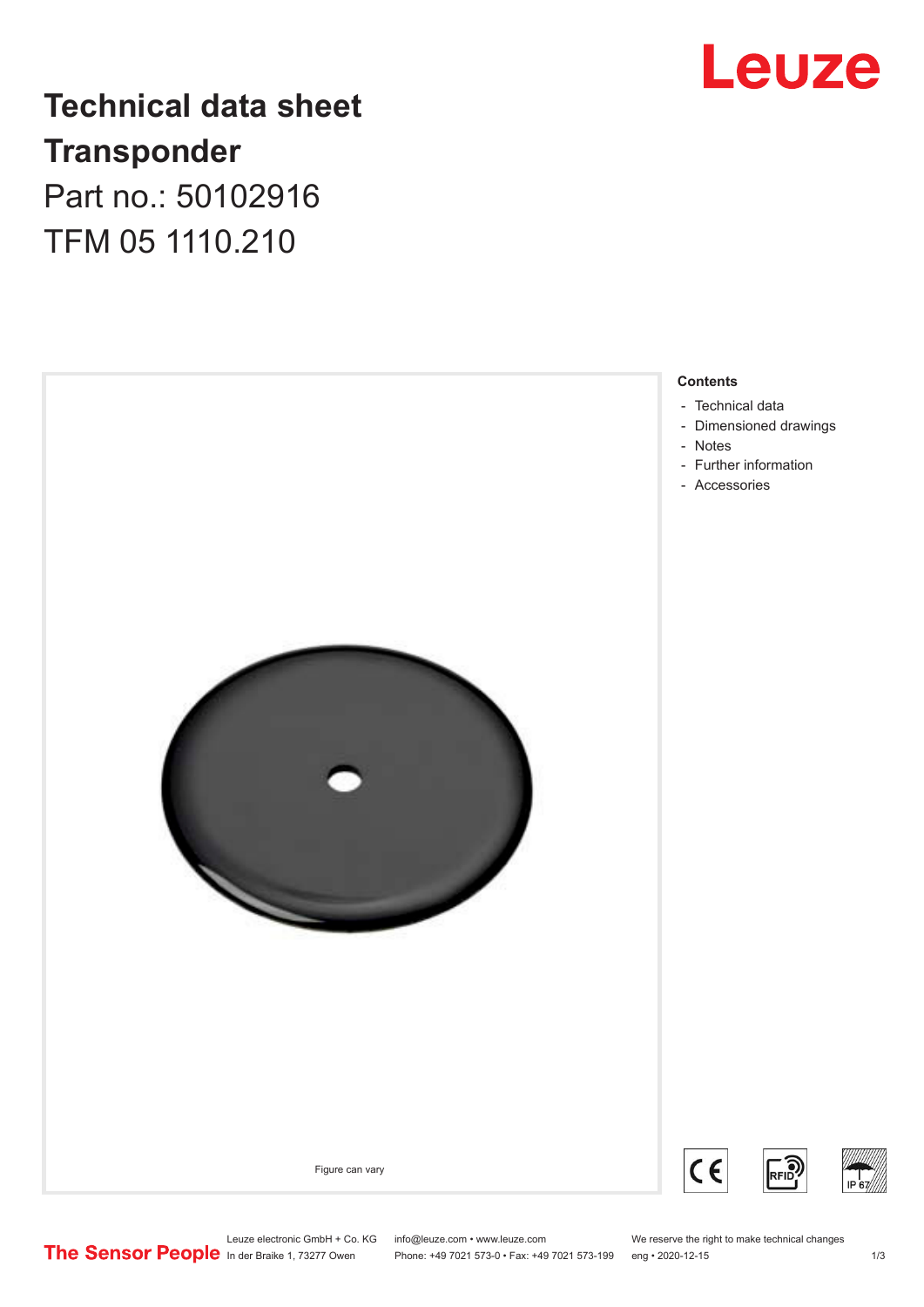# Technical data sheet
# Transponder

Part no.: 50102916

TFM 05 1110.210

Figure can vary

**Contents**

- Technical data
- Dimensioned drawings
- Notes
- Further information
- Accessories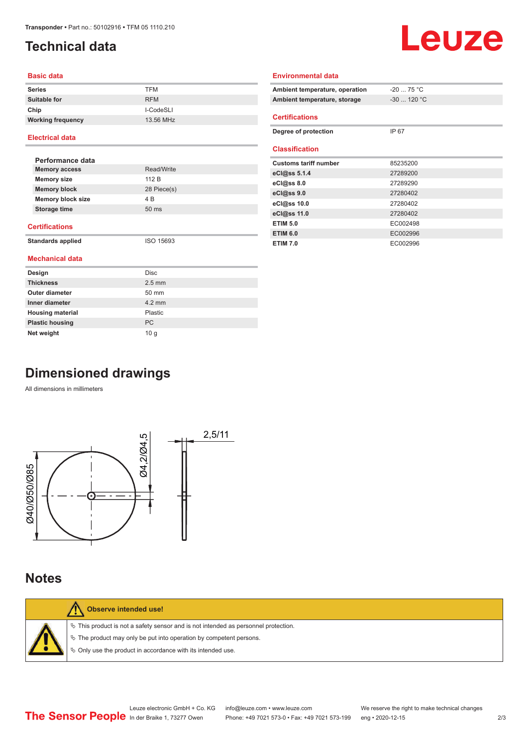# Technical data

## Basic data

| | |
|---|---|
| **Series** | TFM |
| **Suitable for** | RFM |
| **Chip** | I-CodeSLI |
| **Working frequency** | 13.56 MHz |

## Electrical data

### Performance data

| | |
|---|---|
| **Memory access** | Read/Write |
| **Memory size** | 112 B |
| **Memory block** | 28 Piece(s) |
| **Memory block size** | 4 B |
| **Storage time** | 50 ms |

## Certifications

| | |
|---|---|
| **Standards applied** | ISO 15693 |

## Mechanical data

| | |
|---|---|
| **Design** | Disc |
| **Thickness** | 2.5 mm |
| **Outer diameter** | 50 mm |
| **Inner diameter** | 4.2 mm |
| **Housing material** | Plastic |
| **Plastic housing** | PC |
| **Net weight** | 10 g |

## Environmental data

| | |
|---|---|
| **Ambient temperature, operation** | -20 ... 75 °C |
| **Ambient temperature, storage** | -30 ... 120 °C |

## Certifications

| | |
|---|---|
| **Degree of protection** | IP 67 |

## Classification

| | |
|---|---|
| **Customs tariff number** | 85235200 |
| **eCl@ss 5.1.4** | 27289200 |
| **eCl@ss 8.0** | 27289290 |
| **eCl@ss 9.0** | 27280402 |
| **eCl@ss 10.0** | 27280402 |
| **eCl@ss 11.0** | 27280402 |
| **ETIM 5.0** | EC002498 |
| **ETIM 6.0** | EC002996 |
| **ETIM 7.0** | EC002996 |

# Dimensioned drawings

All dimensions in millimeters

Ø40/Ø50/Ø85

Ø4,2/Ø4,5

2,5/11

# Notes

**Observe intended use!**

- ✎ This product is not a safety sensor and is not intended as personnel protection.
- ✎ The product may only be put into operation by competent persons.
- ✎ Only use the product in accordance with its intended use.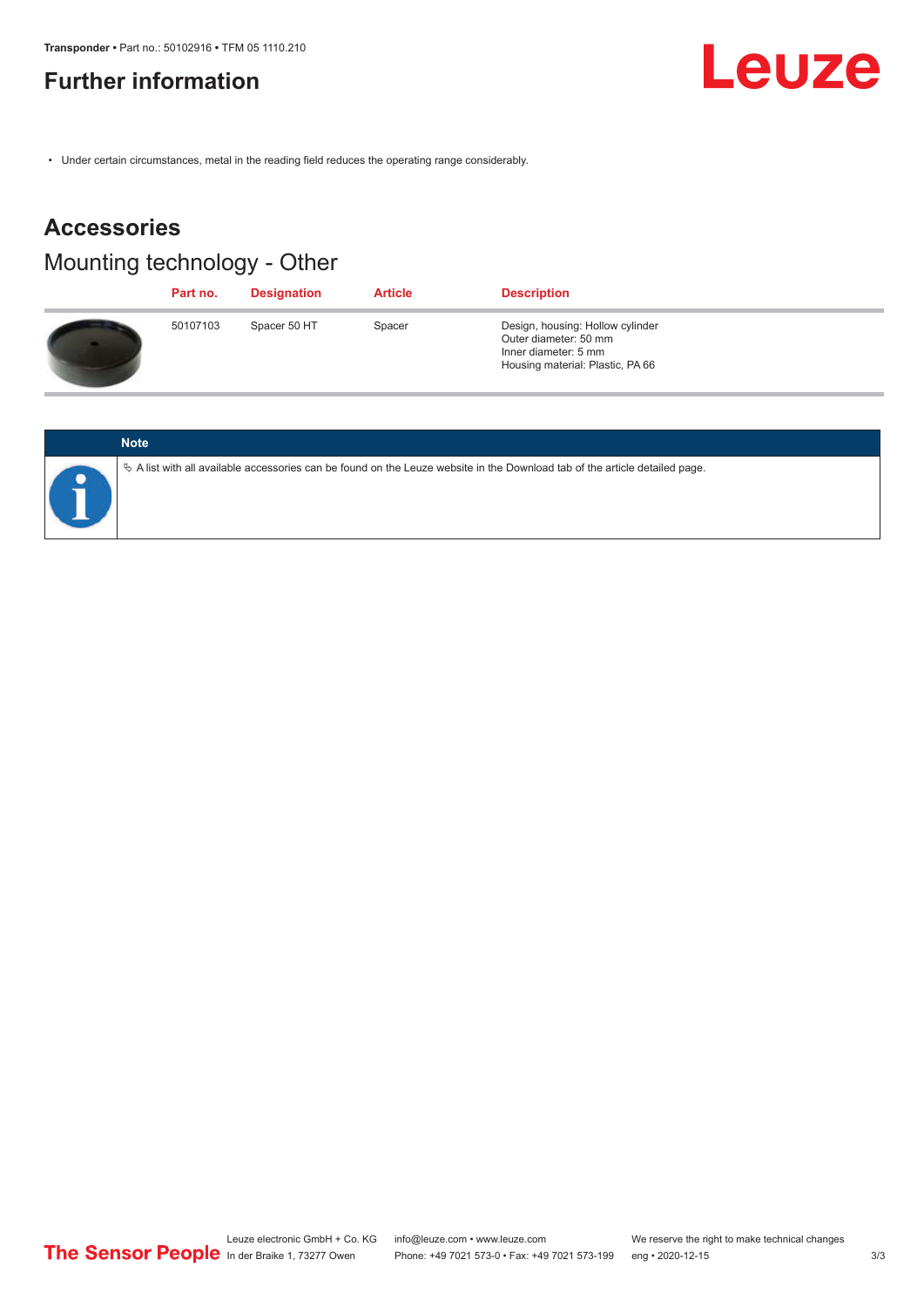## Further information

- Under certain circumstances, metal in the reading field reduces the operating range considerably.

## Accessories

### Mounting technology - Other

| | Part no. | Designation | Article | Description |
|---|---|---|---|---|
| | 50107103 | Spacer 50 HT | Spacer | Design, housing: Hollow cylinder<br>Outer diameter: 50 mm<br>Inner diameter: 5 mm<br>Housing material: Plastic, PA 66 |

**Note**

↳ A list with all available accessories can be found on the Leuze website in the Download tab of the article detailed page.